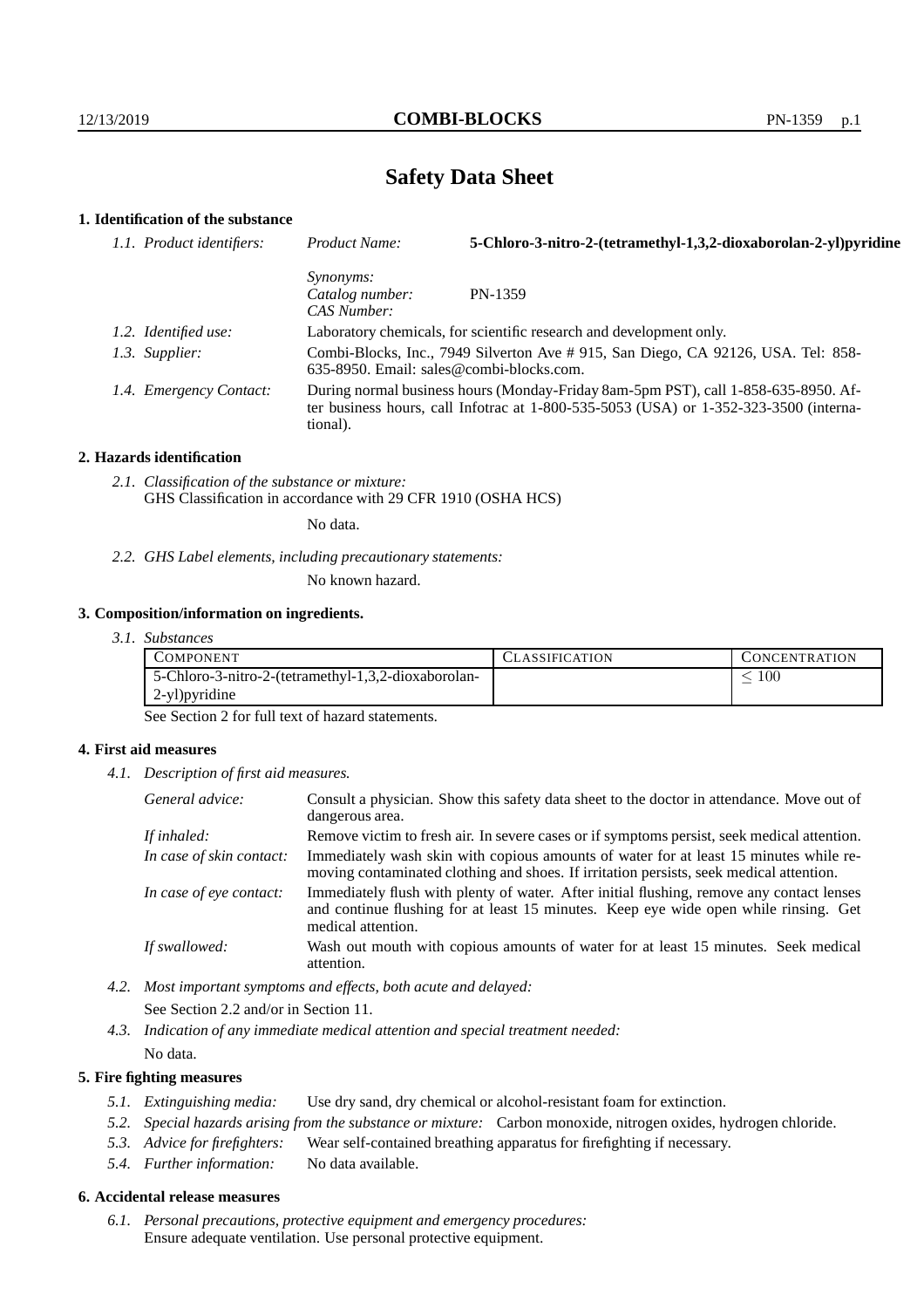# Safety Data Sheet

## 1. Identification of the substance

| | | |
|---|---|---|
| *1.1. Product identifiers:* | *Product Name:* | **5-Chloro-3-nitro-2-(tetramethyl-1,3,2-dioxaborolan-2-yl)pyridine** |
| | *Synonyms:* | |
| | *Catalog number:* | PN-1359 |
| | *CAS Number:* | |
| *1.2. Identified use:* | Laboratory chemicals, for scientific research and development only. | |
| *1.3. Supplier:* | Combi-Blocks, Inc., 7949 Silverton Ave # 915, San Diego, CA 92126, USA. Tel: 858-635-8950. Email: sales@combi-blocks.com. | |
| *1.4. Emergency Contact:* | During normal business hours (Monday-Friday 8am-5pm PST), call 1-858-635-8950. After business hours, call Infotrac at 1-800-535-5053 (USA) or 1-352-323-3500 (international). | |

## 2. Hazards identification

*2.1. Classification of the substance or mixture:*
GHS Classification in accordance with 29 CFR 1910 (OSHA HCS)

No data.

*2.2. GHS Label elements, including precautionary statements:*

No known hazard.

## 3. Composition/information on ingredients.

*3.1. Substances*

| COMPONENT | CLASSIFICATION | CONCENTRATION |
|---|---|---|
| 5-Chloro-3-nitro-2-(tetramethyl-1,3,2-dioxaborolan-2-yl)pyridine | | ≤ 100 |

See Section 2 for full text of hazard statements.

## 4. First aid measures

*4.1. Description of first aid measures.*

| | |
|---|---|
| *General advice:* | Consult a physician. Show this safety data sheet to the doctor in attendance. Move out of dangerous area. |
| *If inhaled:* | Remove victim to fresh air. In severe cases or if symptoms persist, seek medical attention. |
| *In case of skin contact:* | Immediately wash skin with copious amounts of water for at least 15 minutes while removing contaminated clothing and shoes. If irritation persists, seek medical attention. |
| *In case of eye contact:* | Immediately flush with plenty of water. After initial flushing, remove any contact lenses and continue flushing for at least 15 minutes. Keep eye wide open while rinsing. Get medical attention. |
| *If swallowed:* | Wash out mouth with copious amounts of water for at least 15 minutes. Seek medical attention. |

*4.2. Most important symptoms and effects, both acute and delayed:*

See Section 2.2 and/or in Section 11.

*4.3. Indication of any immediate medical attention and special treatment needed:*

No data.

## 5. Fire fighting measures

*5.1. Extinguishing media:* Use dry sand, dry chemical or alcohol-resistant foam for extinction.

*5.2. Special hazards arising from the substance or mixture:* Carbon monoxide, nitrogen oxides, hydrogen chloride.

*5.3. Advice for firefighters:* Wear self-contained breathing apparatus for firefighting if necessary.

*5.4. Further information:* No data available.

## 6. Accidental release measures

*6.1. Personal precautions, protective equipment and emergency procedures:*
Ensure adequate ventilation. Use personal protective equipment.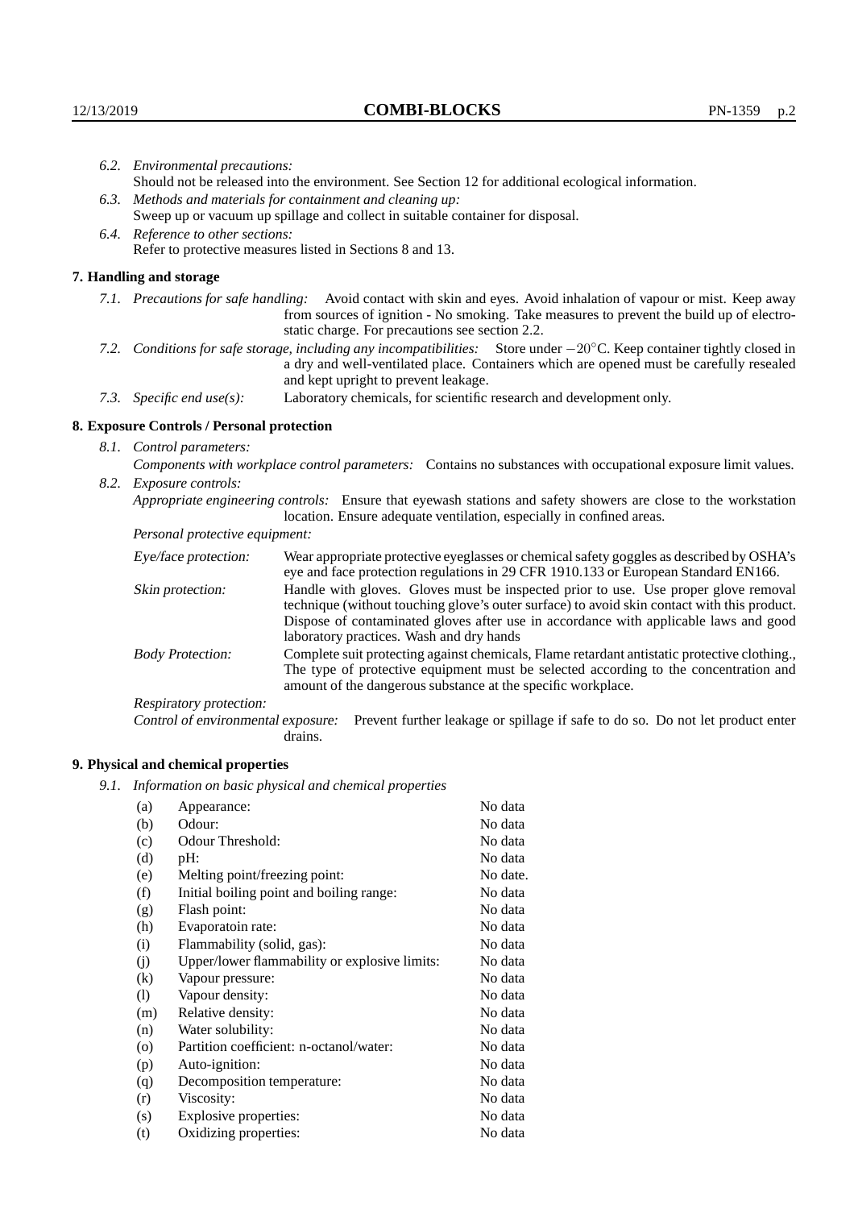6.2. *Environmental precautions:*
Should not be released into the environment. See Section 12 for additional ecological information.

6.3. *Methods and materials for containment and cleaning up:*
Sweep up or vacuum up spillage and collect in suitable container for disposal.

6.4. *Reference to other sections:*
Refer to protective measures listed in Sections 8 and 13.

## 7. Handling and storage

7.1. *Precautions for safe handling:* Avoid contact with skin and eyes. Avoid inhalation of vapour or mist. Keep away from sources of ignition - No smoking. Take measures to prevent the build up of electrostatic charge. For precautions see section 2.2.

7.2. *Conditions for safe storage, including any incompatibilities:* Store under $-20^{\circ}$C. Keep container tightly closed in a dry and well-ventilated place. Containers which are opened must be carefully resealed and kept upright to prevent leakage.

7.3. *Specific end use(s):* Laboratory chemicals, for scientific research and development only.

## 8. Exposure Controls / Personal protection

8.1. *Control parameters:*
*Components with workplace control parameters:* Contains no substances with occupational exposure limit values.

8.2. *Exposure controls:*
*Appropriate engineering controls:* Ensure that eyewash stations and safety showers are close to the workstation location. Ensure adequate ventilation, especially in confined areas.

*Personal protective equipment:*

*Eye/face protection:* Wear appropriate protective eyeglasses or chemical safety goggles as described by OSHA's eye and face protection regulations in 29 CFR 1910.133 or European Standard EN166.

*Skin protection:* Handle with gloves. Gloves must be inspected prior to use. Use proper glove removal technique (without touching glove's outer surface) to avoid skin contact with this product. Dispose of contaminated gloves after use in accordance with applicable laws and good laboratory practices. Wash and dry hands

*Body Protection:* Complete suit protecting against chemicals, Flame retardant antistatic protective clothing., The type of protective equipment must be selected according to the concentration and amount of the dangerous substance at the specific workplace.

*Respiratory protection:*

*Control of environmental exposure:* Prevent further leakage or spillage if safe to do so. Do not let product enter drains.

## 9. Physical and chemical properties

9.1. *Information on basic physical and chemical properties*

| | | |
|---|---|---|
| (a) | Appearance: | No data |
| (b) | Odour: | No data |
| (c) | Odour Threshold: | No data |
| (d) | pH: | No data |
| (e) | Melting point/freezing point: | No date. |
| (f) | Initial boiling point and boiling range: | No data |
| (g) | Flash point: | No data |
| (h) | Evaporatoin rate: | No data |
| (i) | Flammability (solid, gas): | No data |
| (j) | Upper/lower flammability or explosive limits: | No data |
| (k) | Vapour pressure: | No data |
| (l) | Vapour density: | No data |
| (m) | Relative density: | No data |
| (n) | Water solubility: | No data |
| (o) | Partition coefficient: n-octanol/water: | No data |
| (p) | Auto-ignition: | No data |
| (q) | Decomposition temperature: | No data |
| (r) | Viscosity: | No data |
| (s) | Explosive properties: | No data |
| (t) | Oxidizing properties: | No data |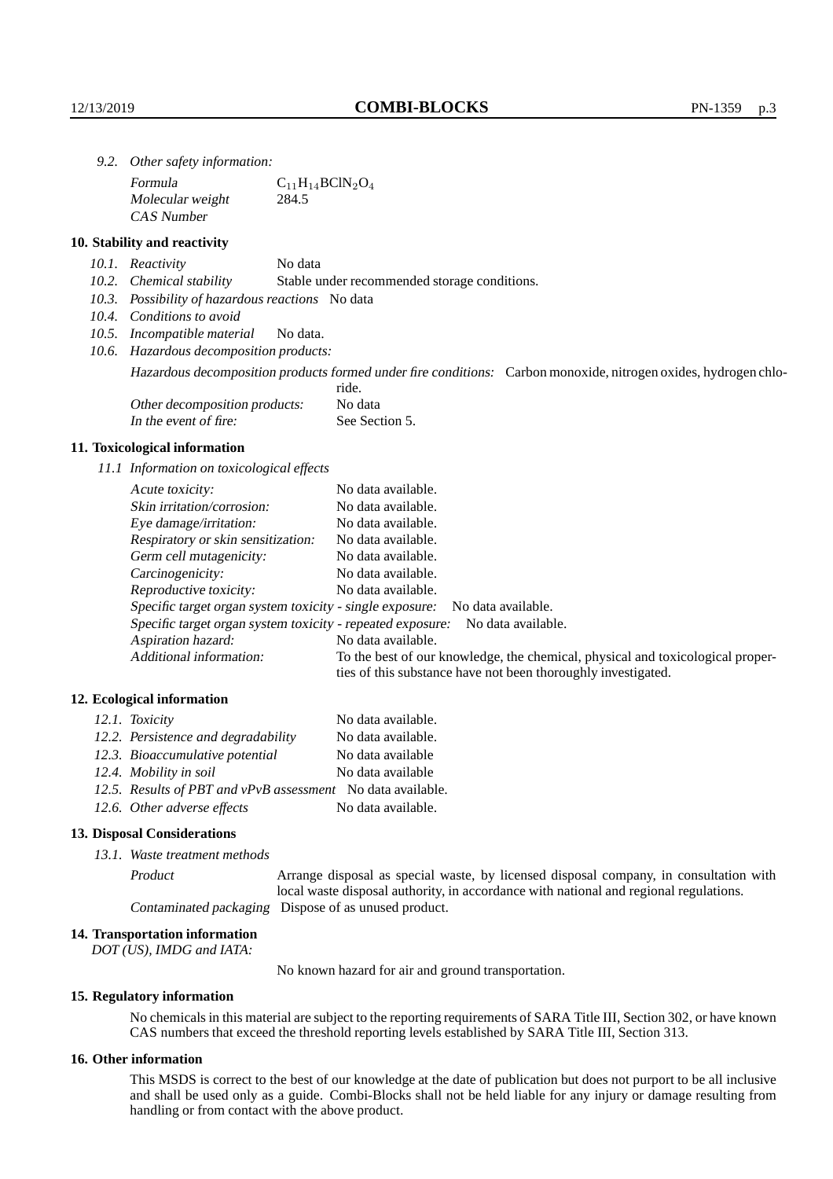*9.2. Other safety information:*

| | |
|---|---|
| *Formula* | $C_{11}H_{14}BClN_2O_4$ |
| *Molecular weight* | 284.5 |
| *CAS Number* | |

## 10. Stability and reactivity

*10.1. Reactivity* No data

*10.2. Chemical stability* Stable under recommended storage conditions.

*10.3. Possibility of hazardous reactions* No data

*10.4. Conditions to avoid*

*10.5. Incompatible material* No data.

*10.6. Hazardous decomposition products:*

*Hazardous decomposition products formed under fire conditions:* Carbon monoxide, nitrogen oxides, hydrogen chloride.

| | |
|---|---|
| *Other decomposition products:* | No data |
| *In the event of fire:* | See Section 5. |

## 11. Toxicological information

*11.1 Information on toxicological effects*

| | |
|---|---|
| *Acute toxicity:* | No data available. |
| *Skin irritation/corrosion:* | No data available. |
| *Eye damage/irritation:* | No data available. |
| *Respiratory or skin sensitization:* | No data available. |
| *Germ cell mutagenicity:* | No data available. |
| *Carcinogenicity:* | No data available. |
| *Reproductive toxicity:* | No data available. |
| *Specific target organ system toxicity - single exposure:* | No data available. |
| *Specific target organ system toxicity - repeated exposure:* | No data available. |
| *Aspiration hazard:* | No data available. |
| *Additional information:* | To the best of our knowledge, the chemical, physical and toxicological properties of this substance have not been thoroughly investigated. |

## 12. Ecological information

| | |
|---|---|
| *12.1. Toxicity* | No data available. |
| *12.2. Persistence and degradability* | No data available. |
| *12.3. Bioaccumulative potential* | No data available |
| *12.4. Mobility in soil* | No data available |
| *12.5. Results of PBT and vPvB assessment* | No data available. |
| *12.6. Other adverse effects* | No data available. |

## 13. Disposal Considerations

*13.1. Waste treatment methods*

| | |
|---|---|
| *Product* | Arrange disposal as special waste, by licensed disposal company, in consultation with local waste disposal authority, in accordance with national and regional regulations. |
| *Contaminated packaging* | Dispose of as unused product. |

## 14. Transportation information

*DOT (US), IMDG and IATA:*

No known hazard for air and ground transportation.

## 15. Regulatory information

No chemicals in this material are subject to the reporting requirements of SARA Title III, Section 302, or have known CAS numbers that exceed the threshold reporting levels established by SARA Title III, Section 313.

## 16. Other information

This MSDS is correct to the best of our knowledge at the date of publication but does not purport to be all inclusive and shall be used only as a guide. Combi-Blocks shall not be held liable for any injury or damage resulting from handling or from contact with the above product.